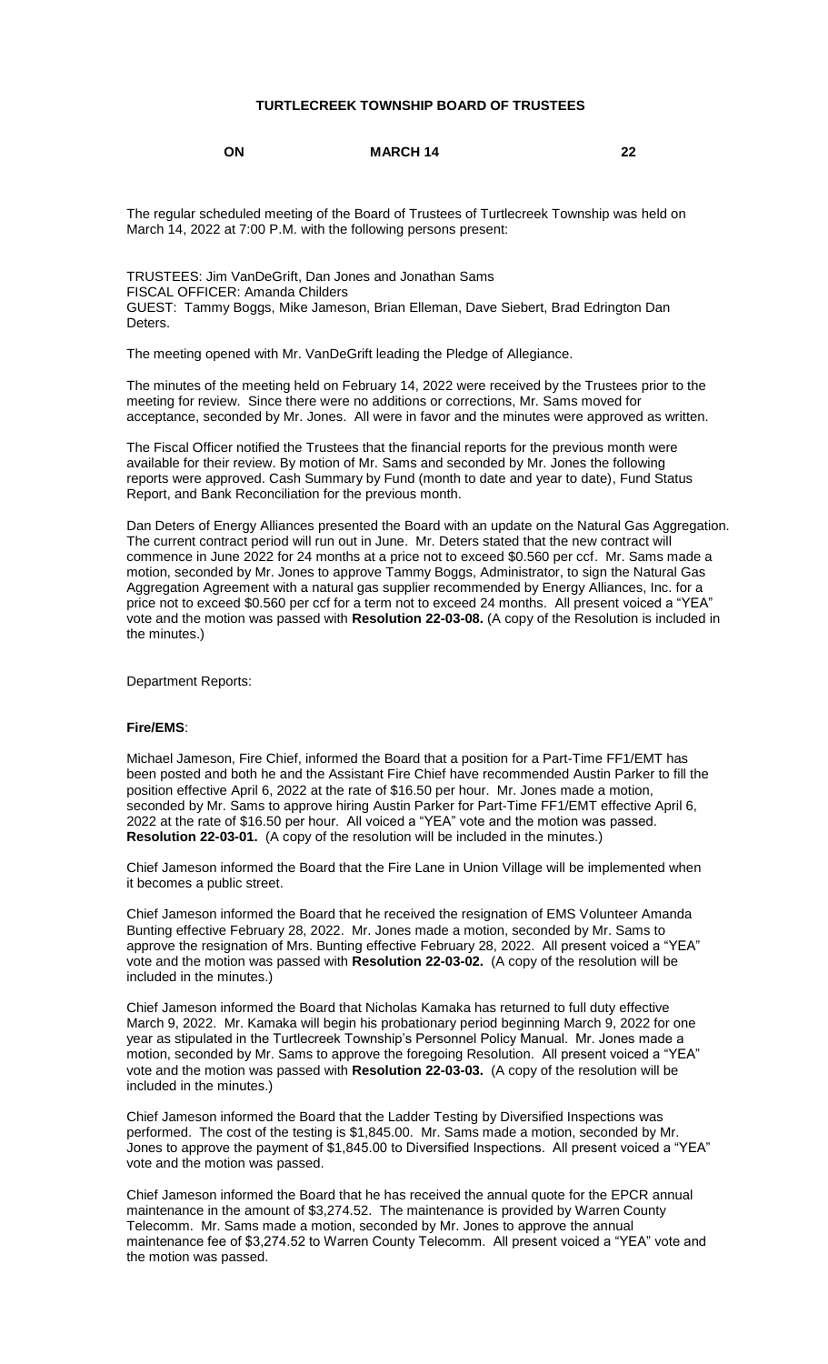**TURTLECREEK TOWNSHIP BOARD OF TRUSTEES**

**ON MARCH 14 22**

The regular scheduled meeting of the Board of Trustees of Turtlecreek Township was held on March 14, 2022 at 7:00 P.M. with the following persons present:

TRUSTEES: Jim VanDeGrift, Dan Jones and Jonathan Sams
FISCAL OFFICER: Amanda Childers
GUEST: Tammy Boggs, Mike Jameson, Brian Elleman, Dave Siebert, Brad Edrington Dan Deters.

The meeting opened with Mr. VanDeGrift leading the Pledge of Allegiance.

The minutes of the meeting held on February 14, 2022 were received by the Trustees prior to the meeting for review. Since there were no additions or corrections, Mr. Sams moved for acceptance, seconded by Mr. Jones. All were in favor and the minutes were approved as written.

The Fiscal Officer notified the Trustees that the financial reports for the previous month were available for their review. By motion of Mr. Sams and seconded by Mr. Jones the following reports were approved. Cash Summary by Fund (month to date and year to date), Fund Status Report, and Bank Reconciliation for the previous month.

Dan Deters of Energy Alliances presented the Board with an update on the Natural Gas Aggregation. The current contract period will run out in June. Mr. Deters stated that the new contract will commence in June 2022 for 24 months at a price not to exceed $0.560 per ccf. Mr. Sams made a motion, seconded by Mr. Jones to approve Tammy Boggs, Administrator, to sign the Natural Gas Aggregation Agreement with a natural gas supplier recommended by Energy Alliances, Inc. for a price not to exceed $0.560 per ccf for a term not to exceed 24 months. All present voiced a "YEA" vote and the motion was passed with **Resolution 22-03-08.** (A copy of the Resolution is included in the minutes.)

Department Reports:

**Fire/EMS**:

Michael Jameson, Fire Chief, informed the Board that a position for a Part-Time FF1/EMT has been posted and both he and the Assistant Fire Chief have recommended Austin Parker to fill the position effective April 6, 2022 at the rate of $16.50 per hour. Mr. Jones made a motion, seconded by Mr. Sams to approve hiring Austin Parker for Part-Time FF1/EMT effective April 6, 2022 at the rate of $16.50 per hour. All voiced a "YEA" vote and the motion was passed. **Resolution 22-03-01.** (A copy of the resolution will be included in the minutes.)

Chief Jameson informed the Board that the Fire Lane in Union Village will be implemented when it becomes a public street.

Chief Jameson informed the Board that he received the resignation of EMS Volunteer Amanda Bunting effective February 28, 2022. Mr. Jones made a motion, seconded by Mr. Sams to approve the resignation of Mrs. Bunting effective February 28, 2022. All present voiced a "YEA" vote and the motion was passed with **Resolution 22-03-02.** (A copy of the resolution will be included in the minutes.)

Chief Jameson informed the Board that Nicholas Kamaka has returned to full duty effective March 9, 2022. Mr. Kamaka will begin his probationary period beginning March 9, 2022 for one year as stipulated in the Turtlecreek Township's Personnel Policy Manual. Mr. Jones made a motion, seconded by Mr. Sams to approve the foregoing Resolution. All present voiced a "YEA" vote and the motion was passed with **Resolution 22-03-03.** (A copy of the resolution will be included in the minutes.)

Chief Jameson informed the Board that the Ladder Testing by Diversified Inspections was performed. The cost of the testing is $1,845.00. Mr. Sams made a motion, seconded by Mr. Jones to approve the payment of $1,845.00 to Diversified Inspections. All present voiced a "YEA" vote and the motion was passed.

Chief Jameson informed the Board that he has received the annual quote for the EPCR annual maintenance in the amount of $3,274.52. The maintenance is provided by Warren County Telecomm. Mr. Sams made a motion, seconded by Mr. Jones to approve the annual maintenance fee of $3,274.52 to Warren County Telecomm. All present voiced a "YEA" vote and the motion was passed.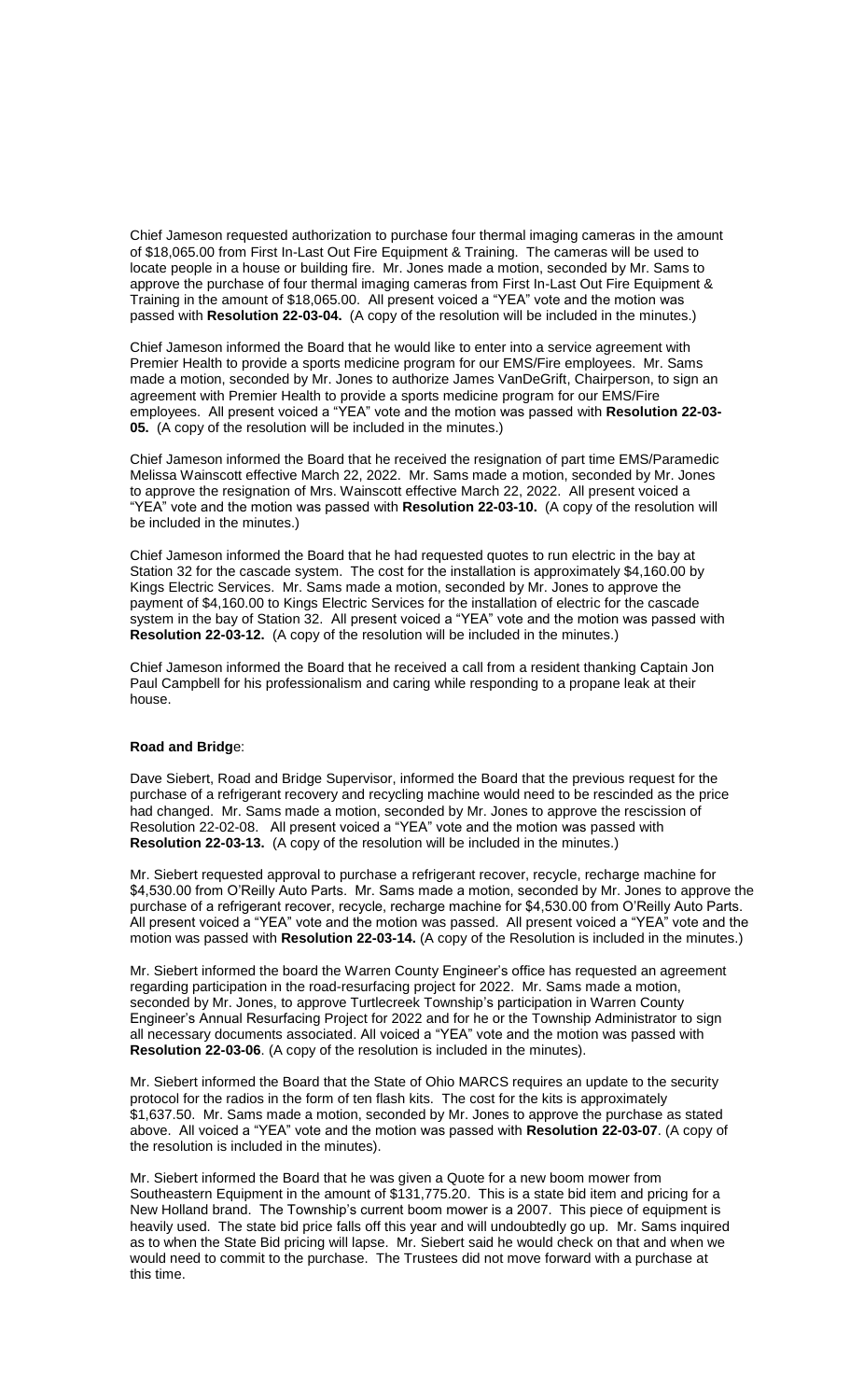Chief Jameson requested authorization to purchase four thermal imaging cameras in the amount of $18,065.00 from First In-Last Out Fire Equipment & Training. The cameras will be used to locate people in a house or building fire. Mr. Jones made a motion, seconded by Mr. Sams to approve the purchase of four thermal imaging cameras from First In-Last Out Fire Equipment & Training in the amount of $18,065.00. All present voiced a "YEA" vote and the motion was passed with **Resolution 22-03-04.** (A copy of the resolution will be included in the minutes.)

Chief Jameson informed the Board that he would like to enter into a service agreement with Premier Health to provide a sports medicine program for our EMS/Fire employees. Mr. Sams made a motion, seconded by Mr. Jones to authorize James VanDeGrift, Chairperson, to sign an agreement with Premier Health to provide a sports medicine program for our EMS/Fire employees. All present voiced a "YEA" vote and the motion was passed with **Resolution 22-03-05.** (A copy of the resolution will be included in the minutes.)

Chief Jameson informed the Board that he received the resignation of part time EMS/Paramedic Melissa Wainscott effective March 22, 2022. Mr. Sams made a motion, seconded by Mr. Jones to approve the resignation of Mrs. Wainscott effective March 22, 2022. All present voiced a "YEA" vote and the motion was passed with **Resolution 22-03-10.** (A copy of the resolution will be included in the minutes.)

Chief Jameson informed the Board that he had requested quotes to run electric in the bay at Station 32 for the cascade system. The cost for the installation is approximately $4,160.00 by Kings Electric Services. Mr. Sams made a motion, seconded by Mr. Jones to approve the payment of $4,160.00 to Kings Electric Services for the installation of electric for the cascade system in the bay of Station 32. All present voiced a "YEA" vote and the motion was passed with **Resolution 22-03-12.** (A copy of the resolution will be included in the minutes.)

Chief Jameson informed the Board that he received a call from a resident thanking Captain Jon Paul Campbell for his professionalism and caring while responding to a propane leak at their house.

**Road and Bridge:**

Dave Siebert, Road and Bridge Supervisor, informed the Board that the previous request for the purchase of a refrigerant recovery and recycling machine would need to be rescinded as the price had changed. Mr. Sams made a motion, seconded by Mr. Jones to approve the rescission of Resolution 22-02-08. All present voiced a "YEA" vote and the motion was passed with **Resolution 22-03-13.** (A copy of the resolution will be included in the minutes.)

Mr. Siebert requested approval to purchase a refrigerant recover, recycle, recharge machine for $4,530.00 from O'Reilly Auto Parts. Mr. Sams made a motion, seconded by Mr. Jones to approve the purchase of a refrigerant recover, recycle, recharge machine for $4,530.00 from O'Reilly Auto Parts. All present voiced a "YEA" vote and the motion was passed. All present voiced a "YEA" vote and the motion was passed with **Resolution 22-03-14.** (A copy of the Resolution is included in the minutes.)

Mr. Siebert informed the board the Warren County Engineer's office has requested an agreement regarding participation in the road-resurfacing project for 2022. Mr. Sams made a motion, seconded by Mr. Jones, to approve Turtlecreek Township's participation in Warren County Engineer's Annual Resurfacing Project for 2022 and for he or the Township Administrator to sign all necessary documents associated. All voiced a "YEA" vote and the motion was passed with **Resolution 22-03-06**. (A copy of the resolution is included in the minutes).

Mr. Siebert informed the Board that the State of Ohio MARCS requires an update to the security protocol for the radios in the form of ten flash kits. The cost for the kits is approximately $1,637.50. Mr. Sams made a motion, seconded by Mr. Jones to approve the purchase as stated above. All voiced a "YEA" vote and the motion was passed with **Resolution 22-03-07**. (A copy of the resolution is included in the minutes).

Mr. Siebert informed the Board that he was given a Quote for a new boom mower from Southeastern Equipment in the amount of $131,775.20. This is a state bid item and pricing for a New Holland brand. The Township's current boom mower is a 2007. This piece of equipment is heavily used. The state bid price falls off this year and will undoubtedly go up. Mr. Sams inquired as to when the State Bid pricing will lapse. Mr. Siebert said he would check on that and when we would need to commit to the purchase. The Trustees did not move forward with a purchase at this time.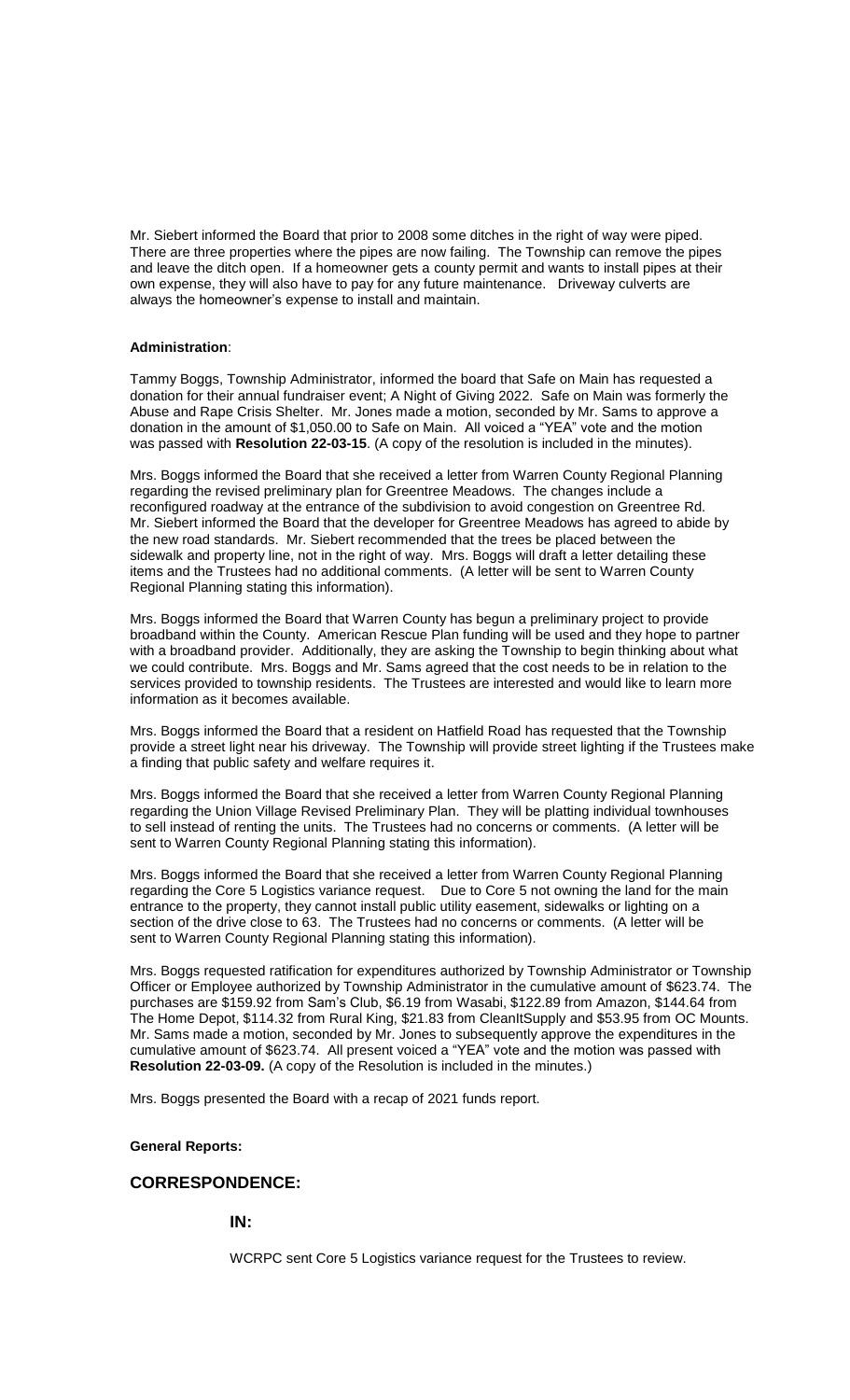Mr. Siebert informed the Board that prior to 2008 some ditches in the right of way were piped. There are three properties where the pipes are now failing. The Township can remove the pipes and leave the ditch open. If a homeowner gets a county permit and wants to install pipes at their own expense, they will also have to pay for any future maintenance. Driveway culverts are always the homeowner's expense to install and maintain.

**Administration**:

Tammy Boggs, Township Administrator, informed the board that Safe on Main has requested a donation for their annual fundraiser event; A Night of Giving 2022. Safe on Main was formerly the Abuse and Rape Crisis Shelter. Mr. Jones made a motion, seconded by Mr. Sams to approve a donation in the amount of $1,050.00 to Safe on Main. All voiced a "YEA" vote and the motion was passed with **Resolution 22-03-15**. (A copy of the resolution is included in the minutes).

Mrs. Boggs informed the Board that she received a letter from Warren County Regional Planning regarding the revised preliminary plan for Greentree Meadows. The changes include a reconfigured roadway at the entrance of the subdivision to avoid congestion on Greentree Rd. Mr. Siebert informed the Board that the developer for Greentree Meadows has agreed to abide by the new road standards. Mr. Siebert recommended that the trees be placed between the sidewalk and property line, not in the right of way. Mrs. Boggs will draft a letter detailing these items and the Trustees had no additional comments. (A letter will be sent to Warren County Regional Planning stating this information).

Mrs. Boggs informed the Board that Warren County has begun a preliminary project to provide broadband within the County. American Rescue Plan funding will be used and they hope to partner with a broadband provider. Additionally, they are asking the Township to begin thinking about what we could contribute. Mrs. Boggs and Mr. Sams agreed that the cost needs to be in relation to the services provided to township residents. The Trustees are interested and would like to learn more information as it becomes available.

Mrs. Boggs informed the Board that a resident on Hatfield Road has requested that the Township provide a street light near his driveway. The Township will provide street lighting if the Trustees make a finding that public safety and welfare requires it.

Mrs. Boggs informed the Board that she received a letter from Warren County Regional Planning regarding the Union Village Revised Preliminary Plan. They will be platting individual townhouses to sell instead of renting the units. The Trustees had no concerns or comments. (A letter will be sent to Warren County Regional Planning stating this information).

Mrs. Boggs informed the Board that she received a letter from Warren County Regional Planning regarding the Core 5 Logistics variance request. Due to Core 5 not owning the land for the main entrance to the property, they cannot install public utility easement, sidewalks or lighting on a section of the drive close to 63. The Trustees had no concerns or comments. (A letter will be sent to Warren County Regional Planning stating this information).

Mrs. Boggs requested ratification for expenditures authorized by Township Administrator or Township Officer or Employee authorized by Township Administrator in the cumulative amount of $623.74. The purchases are $159.92 from Sam's Club, $6.19 from Wasabi, $122.89 from Amazon, $144.64 from The Home Depot, $114.32 from Rural King, $21.83 from CleanItSupply and $53.95 from OC Mounts. Mr. Sams made a motion, seconded by Mr. Jones to subsequently approve the expenditures in the cumulative amount of $623.74. All present voiced a "YEA" vote and the motion was passed with **Resolution 22-03-09.** (A copy of the Resolution is included in the minutes.)

Mrs. Boggs presented the Board with a recap of 2021 funds report.

**General Reports:**

## CORRESPONDENCE:

### IN:

WCRPC sent Core 5 Logistics variance request for the Trustees to review.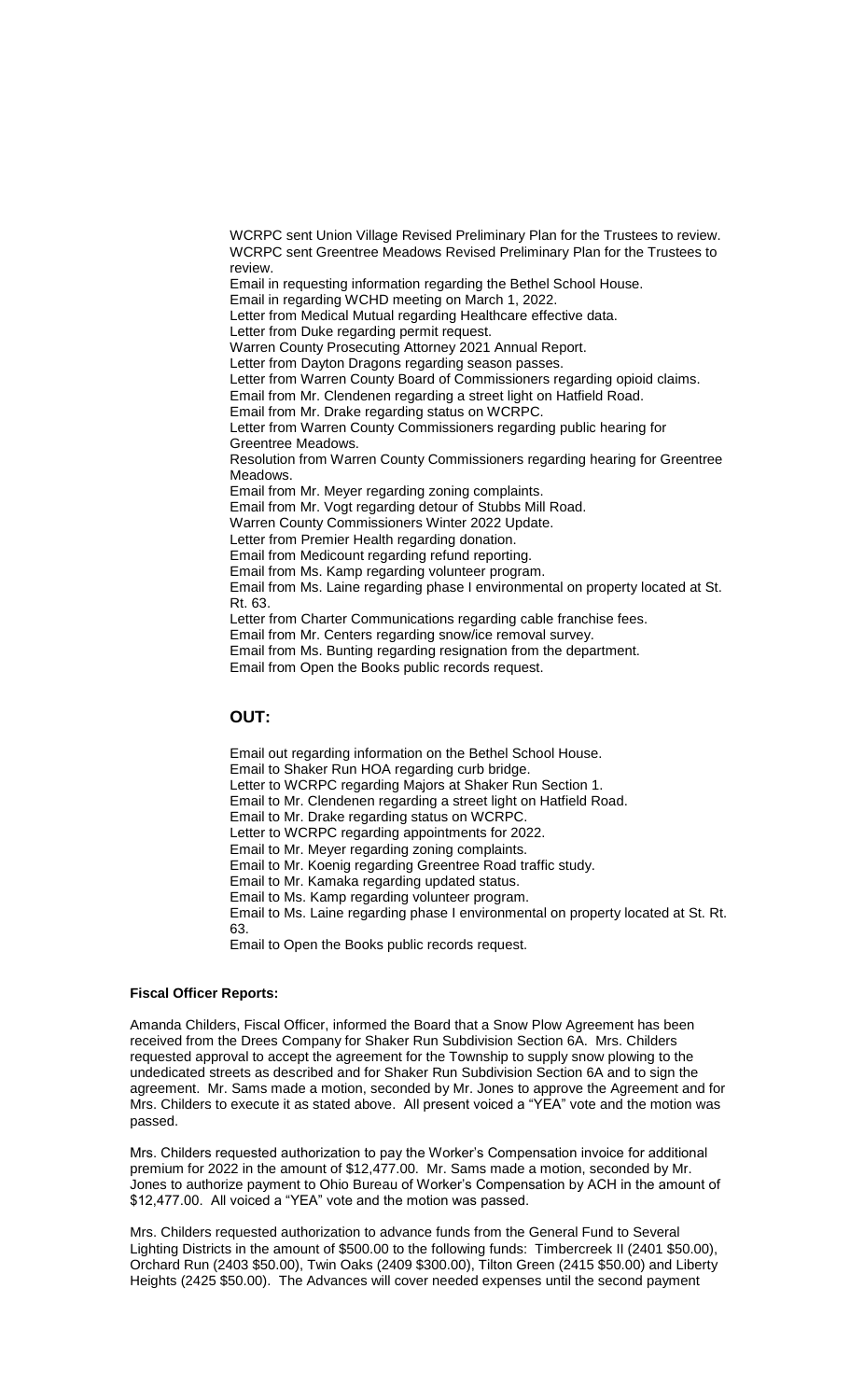WCRPC sent Union Village Revised Preliminary Plan for the Trustees to review.
WCRPC sent Greentree Meadows Revised Preliminary Plan for the Trustees to review.
Email in requesting information regarding the Bethel School House.
Email in regarding WCHD meeting on March 1, 2022.
Letter from Medical Mutual regarding Healthcare effective data.
Letter from Duke regarding permit request.
Warren County Prosecuting Attorney 2021 Annual Report.
Letter from Dayton Dragons regarding season passes.
Letter from Warren County Board of Commissioners regarding opioid claims.
Email from Mr. Clendenen regarding a street light on Hatfield Road.
Email from Mr. Drake regarding status on WCRPC.
Letter from Warren County Commissioners regarding public hearing for Greentree Meadows.
Resolution from Warren County Commissioners regarding hearing for Greentree Meadows.
Email from Mr. Meyer regarding zoning complaints.
Email from Mr. Vogt regarding detour of Stubbs Mill Road.
Warren County Commissioners Winter 2022 Update.
Letter from Premier Health regarding donation.
Email from Medicount regarding refund reporting.
Email from Ms. Kamp regarding volunteer program.
Email from Ms. Laine regarding phase I environmental on property located at St. Rt. 63.
Letter from Charter Communications regarding cable franchise fees.
Email from Mr. Centers regarding snow/ice removal survey.
Email from Ms. Bunting regarding resignation from the department.
Email from Open the Books public records request.

## OUT:

Email out regarding information on the Bethel School House.
Email to Shaker Run HOA regarding curb bridge.
Letter to WCRPC regarding Majors at Shaker Run Section 1.
Email to Mr. Clendenen regarding a street light on Hatfield Road.
Email to Mr. Drake regarding status on WCRPC.
Letter to WCRPC regarding appointments for 2022.
Email to Mr. Meyer regarding zoning complaints.
Email to Mr. Koenig regarding Greentree Road traffic study.
Email to Mr. Kamaka regarding updated status.
Email to Ms. Kamp regarding volunteer program.
Email to Ms. Laine regarding phase I environmental on property located at St. Rt. 63.
Email to Open the Books public records request.

**Fiscal Officer Reports:**

Amanda Childers, Fiscal Officer, informed the Board that a Snow Plow Agreement has been received from the Drees Company for Shaker Run Subdivision Section 6A. Mrs. Childers requested approval to accept the agreement for the Township to supply snow plowing to the undedicated streets as described and for Shaker Run Subdivision Section 6A and to sign the agreement. Mr. Sams made a motion, seconded by Mr. Jones to approve the Agreement and for Mrs. Childers to execute it as stated above. All present voiced a "YEA" vote and the motion was passed.

Mrs. Childers requested authorization to pay the Worker's Compensation invoice for additional premium for 2022 in the amount of $12,477.00. Mr. Sams made a motion, seconded by Mr. Jones to authorize payment to Ohio Bureau of Worker's Compensation by ACH in the amount of $12,477.00. All voiced a "YEA" vote and the motion was passed.

Mrs. Childers requested authorization to advance funds from the General Fund to Several Lighting Districts in the amount of $500.00 to the following funds: Timbercreek II (2401 $50.00), Orchard Run (2403 $50.00), Twin Oaks (2409 $300.00), Tilton Green (2415 $50.00) and Liberty Heights (2425 $50.00). The Advances will cover needed expenses until the second payment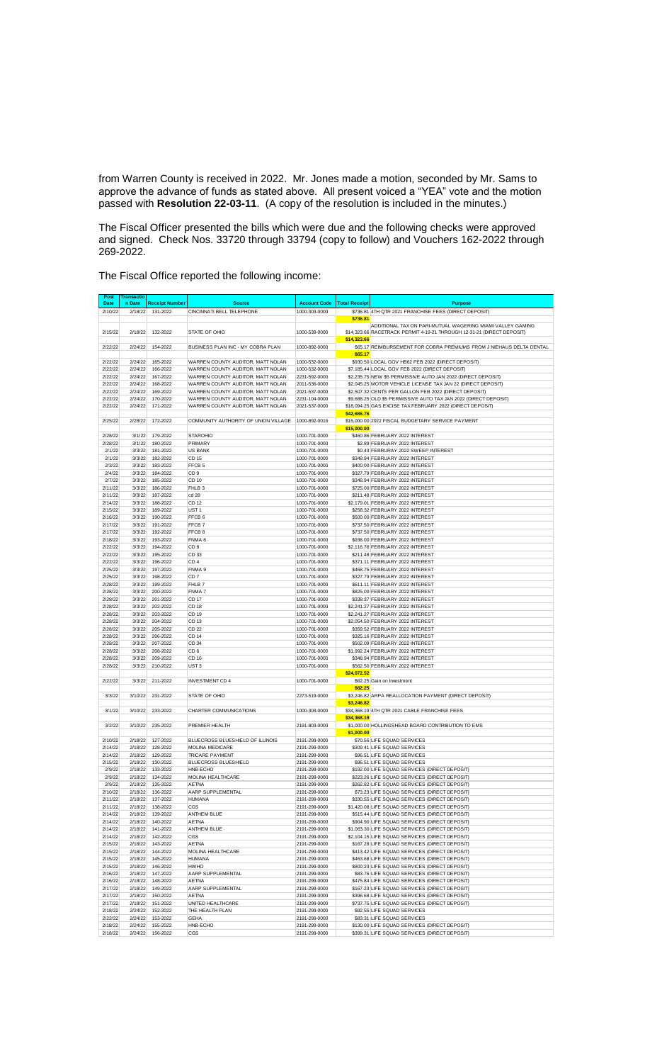from Warren County is received in 2022. Mr. Jones made a motion, seconded by Mr. Sams to approve the advance of funds as stated above. All present voiced a "YEA" vote and the motion passed with **Resolution 22-03-11**. (A copy of the resolution is included in the minutes.)

The Fiscal Officer presented the bills which were due and the following checks were approved and signed. Check Nos. 33720 through 33794 (copy to follow) and Vouchers 162-2022 through 269-2022.

The Fiscal Office reported the following income:

| Post Date | Transaction Date | Receipt Number | Source | Account Code | Total Receipt | Purpose |
|---|---|---|---|---|---|---|
| 2/10/22 | 2/18/22 | 131-2022 | CINCINNATI BELL TELEPHONE | 1000-303-0000 | $736.81 | 4TH QTR 2021 FRANCHISE FEES (DIRECT DEPOSIT) |
| | | | | | $736.81 | |
| 2/15/22 | 2/18/22 | 132-2022 | STATE OF OHIO | 1000-539-0000 | $14,323.66 | ADDITIONAL TAX ON PARI-MUTUAL WAGERING MIAMI VALLEY GAMING RACETRACK PERMIT 4-19-21 THROUGH 12-31-21 (DIRECT DEPOSIT) |
| | | | | | $14,323.66 | |
| 2/22/22 | 2/24/22 | 154-2022 | BUSINESS PLAN INC - MY COBRA PLAN | 1000-892-0000 | $65.17 | REIMBURSEMENT FOR COBRA PREMIUMS FROM J NIEHAUS DELTA DENTAL |
| | | | | | $65.17 | |
| 2/22/22 | 2/24/22 | 165-2022 | WARREN COUNTY AUDITOR, MATT NOLAN | 1000-532-0000 | $930.50 | LOCAL GOV HB62 FEB 2022 (DIRECT DEPOSIT) |
| 2/22/22 | 2/24/22 | 166-2022 | WARREN COUNTY AUDITOR, MATT NOLAN | 1000-532-0000 | $7,185.44 | LOCAL GOV FEB 2022 (DIRECT DEPOSIT) |
| 2/22/22 | 2/24/22 | 167-2022 | WARREN COUNTY AUDITOR, MATT NOLAN | 2231-592-0000 | $2,235.75 | NEW $5 PERMISSIVE AUTO JAN 2022 (DIRECT DEPOSIT) |
| 2/22/22 | 2/24/22 | 168-2022 | WARREN COUNTY AUDITOR, MATT NOLAN | 2011-536-0000 | $2,045.25 | MOTOR VEHICLE LICENSE TAX JAN 22 (DIRECT DEPOSIT) |
| 2/22/22 | 2/24/22 | 169-2022 | WARREN COUNTY AUDITOR, MATT NOLAN | 2021-537-0000 | $2,507.32 | CENTS PER GALLON FEB 2022 (DIRECT DEPOSIT) |
| 2/22/22 | 2/24/22 | 170-2022 | WARREN COUNTY AUDITOR, MATT NOLAN | 2231-104-0000 | $9,688.25 | OLD $5 PERMISSIVE AUTO TAX JAN 2022 (DIRECT DEPOSIT) |
| 2/22/22 | 2/24/22 | 171-2022 | WARREN COUNTY AUDITOR, MATT NOLAN | 2021-537-0000 | $18,094.25 | GAS EXCISE TAX FEBRUARY 2022 (DIRECT DEPOSIT) |
| | | | | | $42,686.76 | |
| 2/25/22 | 2/28/22 | 172-2022 | COMMUNITY AUTHORITY OF UNION VILLAGE | 1000-892-0016 | $15,000.00 | 2022 FISCAL BUDGETARY SERVICE PAYMENT |
| | | | | | $15,000.00 | |
| 2/28/22 | 3/1/22 | 179-2022 | STAROHIO | 1000-701-0000 | $460.86 | FEBRUARY 2022 INTEREST |
| 2/28/22 | 3/1/22 | 180-2022 | PRIMARY | 1000-701-0000 | $2.89 | FEBRUARY 2022 INTEREST |
| 2/1/22 | 3/3/22 | 181-2022 | US BANK | 1000-701-0000 | $0.43 | FEBRURAY 2022 SWEEP INTEREST |
| 2/1/22 | 3/3/22 | 182-2022 | CD 15 | 1000-701-0000 | $348.94 | FEBRUARY 2022 INTEREST |
| 2/3/22 | 3/3/22 | 183-2022 | FFCB 5 | 1000-701-0000 | $400.00 | FEBRUARY 2022 INTEREST |
| 2/4/22 | 3/3/22 | 184-2022 | CD 9 | 1000-701-0000 | $327.79 | FEBRUARY 2022 INTEREST |
| 2/7/22 | 3/3/22 | 185-2022 | CD 10 | 1000-701-0000 | $348.94 | FEBRUARY 2022 INTEREST |
| 2/11/22 | 3/3/22 | 186-2022 | FHLB 3 | 1000-701-0000 | $725.00 | FEBRUARY 2022 INTEREST |
| 2/11/22 | 3/3/22 | 187-2022 | cd 28 | 1000-701-0000 | $211.48 | FEBRUARY 2022 INTEREST |
| 2/14/22 | 3/3/22 | 188-2022 | CD 12 | 1000-701-0000 | $2,179.01 | FEBRUARY 2022 INTEREST |
| 2/15/22 | 3/3/22 | 189-2022 | UST 1 | 1000-701-0000 | $258.32 | FEBRUARY 2022 INTEREST |
| 2/16/22 | 3/3/22 | 190-2022 | FFCB 6 | 1000-701-0000 | $500.00 | FEBRUARY 2022 INTEREST |
| 2/17/22 | 3/3/22 | 191-2022 | FFCB 7 | 1000-701-0000 | $737.50 | FEBRUARY 2022 INTEREST |
| 2/17/22 | 3/3/22 | 192-2022 | FFCB 8 | 1000-701-0000 | $737.50 | FEBRUARY 2022 INTEREST |
| 2/18/22 | 3/3/22 | 193-2022 | FNMA 6 | 1000-701-0000 | $936.00 | FEBRUARY 2022 INTEREST |
| 2/22/22 | 3/3/22 | 194-2022 | CD 8 | 1000-701-0000 | $2,116.76 | FEBRUARY 2022 INTEREST |
| 2/22/22 | 3/3/22 | 195-2022 | CD 33 | 1000-701-0000 | $211.48 | FEBRUARY 2022 INTEREST |
| 2/22/22 | 3/3/22 | 196-2022 | CD 4 | 1000-701-0000 | $371.11 | FEBRUARY 2022 INTEREST |
| 2/25/22 | 3/3/22 | 197-2022 | FNMA 9 | 1000-701-0000 | $468.75 | FEBRUARY 2022 INTEREST |
| 2/25/22 | 3/3/22 | 198-2022 | CD 7 | 1000-701-0000 | $327.79 | FEBRUARY 2022 INTEREST |
| 2/28/22 | 3/3/22 | 199-2022 | FHLB 7 | 1000-701-0000 | $611.11 | FEBRUARY 2022 INTEREST |
| 2/28/22 | 3/3/22 | 200-2022 | FNMA 7 | 1000-701-0000 | $825.00 | FEBRUARY 2022 INTEREST |
| 2/28/22 | 3/3/22 | 201-2022 | CD 17 | 1000-701-0000 | $338.37 | FEBRUARY 2022 INTEREST |
| 2/28/22 | 3/3/22 | 202-2022 | CD 18 | 1000-701-0000 | $2,241.27 | FEBRUARY 2022 INTEREST |
| 2/28/22 | 3/3/22 | 203-2022 | CD 19 | 1000-701-0000 | $2,241.27 | FEBRUARY 2022 INTEREST |
| 2/28/22 | 3/3/22 | 204-2022 | CD 13 | 1000-701-0000 | $2,054.50 | FEBRUARY 2022 INTEREST |
| 2/28/22 | 3/3/22 | 205-2022 | CD 22 | 1000-701-0000 | $359.52 | FEBRUARY 2022 INTEREST |
| 2/28/22 | 3/3/22 | 206-2022 | CD 14 | 1000-701-0000 | $325.16 | FEBRUARY 2022 INTEREST |
| 2/28/22 | 3/3/22 | 207-2022 | CD 34 | 1000-701-0000 | $502.09 | FEBRUARY 2022 INTEREST |
| 2/28/22 | 3/3/22 | 208-2022 | CD 6 | 1000-701-0000 | $1,992.24 | FEBRUARY 2022 INTEREST |
| 2/28/22 | 3/3/22 | 209-2022 | CD 16 | 1000-701-0000 | $348.94 | FEBRUARY 2022 INTEREST |
| 2/28/22 | 3/3/22 | 210-2022 | UST 3 | 1000-701-0000 | $562.50 | FEBRUARY 2022 INTEREST |
| | | | | | $24,072.52 | |
| 2/22/22 | 3/3/22 | 211-2022 | INVESTMENT CD 4 | 1000-701-0000 | $62.25 | Gain on Investment |
| | | | | | $62.25 | |
| 3/3/22 | 3/10/22 | 231-2022 | STATE OF OHIO | 2273-519-0000 | $3,246.82 | ARPA REALLOCATION PAYMENT (DIRECT DEPOSIT) |
| | | | | | $3,246.82 | |
| 3/1/22 | 3/10/22 | 233-2022 | CHARTER COMMUNICATIONS | 1000-303-0000 | $34,368.19 | 4TH QTR 2021 CABLE FRANCHISE FEES |
| | | | | | $34,368.19 | |
| 3/2/22 | 3/10/22 | 235-2022 | PREMIER HEALTH | 2191-803-0000 | $1,000.00 | HOLLINGSHEAD BOARD CONTRIBUTION TO EMS |
| | | | | | $1,000.00 | |
| 2/10/22 | 2/18/22 | 127-2022 | BLUECROSS BLUESHIELD OF ILLINOIS | 2191-299-0000 | $70.56 | LIFE SQUAD SERVICES |
| 2/14/22 | 2/18/22 | 128-2022 | MOLINA MEDICARE | 2191-299-0000 | $309.41 | LIFE SQUAD SERVICES |
| 2/14/22 | 2/18/22 | 129-2022 | TRICARE PAYMENT | 2191-299-0000 | $96.51 | LIFE SQUAD SERVICES |
| 2/15/22 | 2/18/22 | 130-2022 | BLUECROSS BLUESHIELD | 2191-299-0000 | $96.51 | LIFE SQUAD SERVICES |
| 2/9/22 | 2/18/22 | 133-2022 | HNB-ECHO | 2191-299-0000 | $192.00 | LIFE SQUAD SERVICES (DIRECT DEPOSIT) |
| 2/9/22 | 2/18/22 | 134-2022 | MOLINA HEALTHCARE | 2191-299-0000 | $223.26 | LIFE SQUAD SERVICES (DIRECT DEPOSIT) |
| 2/9/22 | 2/18/22 | 135-2022 | AETNA | 2191-299-0000 | $262.82 | LIFE SQUAD SERVICES (DIRECT DEPOSIT) |
| 2/10/22 | 2/18/22 | 136-2022 | AARP SUPPLEMENTAL | 2191-299-0000 | $73.23 | LIFE SQUAD SERVICES (DIRECT DEPOSIT) |
| 2/11/22 | 2/18/22 | 137-2022 | HUMANA | 2191-299-0000 | $330.55 | LIFE SQUAD SERVICES (DIRECT DEPOSIT) |
| 2/11/22 | 2/18/22 | 138-2022 | CGS | 2191-299-0000 | $1,420.08 | LIFE SQUAD SERVICES (DIRECT DEPOSIT) |
| 2/14/22 | 2/18/22 | 139-2022 | ANTHEM BLUE | 2191-299-0000 | $515.44 | LIFE SQUAD SERVICES (DIRECT DEPOSIT) |
| 2/14/22 | 2/18/22 | 140-2022 | AETNA | 2191-299-0000 | $904.90 | LIFE SQUAD SERVICES (DIRECT DEPOSIT) |
| 2/14/22 | 2/18/22 | 141-2022 | ANTHEM BLUE | 2191-299-0000 | $1,063.30 | LIFE SQUAD SERVICES (DIRECT DEPOSIT) |
| 2/14/22 | 2/18/22 | 142-2022 | CGS | 2191-299-0000 | $2,104.15 | LIFE SQUAD SERVICES (DIRECT DEPOSIT) |
| 2/15/22 | 2/18/22 | 143-2022 | AETNA | 2191-299-0000 | $167.28 | LIFE SQUAD SERVICES (DIRECT DEPOSIT) |
| 2/15/22 | 2/18/22 | 144-2022 | MOLINA HEALTHCARE | 2191-299-0000 | $413.42 | LIFE SQUAD SERVICES (DIRECT DEPOSIT) |
| 2/15/22 | 2/18/22 | 145-2022 | HUMANA | 2191-299-0000 | $463.68 | LIFE SQUAD SERVICES (DIRECT DEPOSIT) |
| 2/15/22 | 2/18/22 | 146-2022 | HWHO | 2191-299-0000 | $800.23 | LIFE SQUAD SERVICES (DIRECT DEPOSIT) |
| 2/16/22 | 2/18/22 | 147-2022 | AARP SUPPLEMENTAL | 2191-299-0000 | $83.76 | LIFE SQUAD SERVICES (DIRECT DEPOSIT) |
| 2/16/22 | 2/18/22 | 148-2022 | AETNA | 2191-299-0000 | $475.84 | LIFE SQUAD SERVICES (DIRECT DEPOSIT) |
| 2/17/22 | 2/18/22 | 149-2022 | AARP SUPPLEMENTAL | 2191-299-0000 | $167.23 | LIFE SQUAD SERVICES (DIRECT DEPOSIT) |
| 2/17/22 | 2/18/22 | 150-2022 | AETNA | 2191-299-0000 | $396.68 | LIFE SQUAD SERVICES (DIRECT DEPOSIT) |
| 2/17/22 | 2/18/22 | 151-2022 | UNITED HEALTHCARE | 2191-299-0000 | $737.75 | LIFE SQUAD SERVICES (DIRECT DEPOSIT) |
| 2/18/22 | 2/24/22 | 152-2022 | THE HEALTH PLAN | 2191-299-0000 | $92.55 | LIFE SQUAD SERVICES |
| 2/22/22 | 2/24/22 | 153-2022 | GEHA | 2191-299-0000 | $83.31 | LIFE SQUAD SERVICES |
| 2/18/22 | 2/24/22 | 155-2022 | HNB-ECHO | 2191-299-0000 | $130.00 | LIFE SQUAD SERVICES (DIRECT DEPOSIT) |
| 2/18/22 | 2/24/22 | 156-2022 | CGS | 2191-299-0000 | $399.31 | LIFE SQUAD SERVICES (DIRECT DEPOSIT) |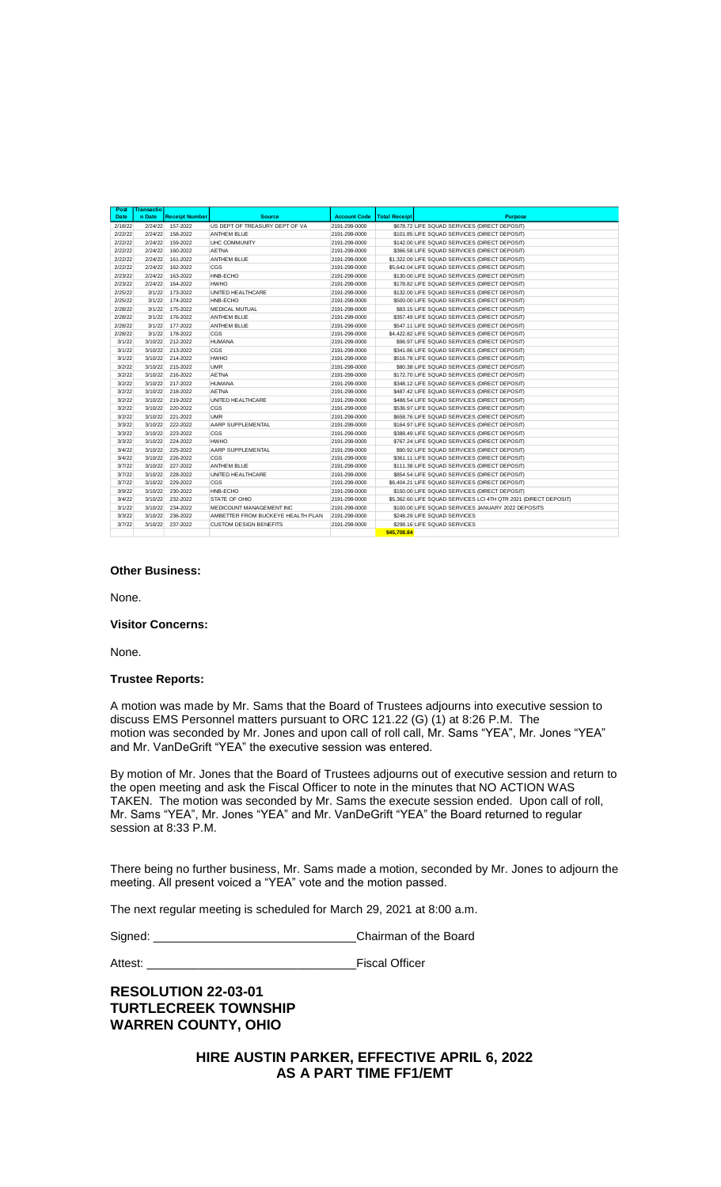| Post Date | Transaction Date | Receipt Number | Source | Account Code | Total Receipt | Purpose |
|---|---|---|---|---|---|---|
| 2/18/22 | 2/24/22 | 157-2022 | US DEPT OF TREASURY DEPT OF VA | 2191-299-0000 | $678.72 | LIFE SQUAD SERVICES (DIRECT DEPOSIT) |
| 2/22/22 | 2/24/22 | 158-2022 | ANTHEM BLUE | 2191-299-0000 | $101.85 | LIFE SQUAD SERVICES (DIRECT DEPOSIT) |
| 2/22/22 | 2/24/22 | 159-2022 | UHC COMMUNITY | 2191-299-0000 | $142.00 | LIFE SQUAD SERVICES (DIRECT DEPOSIT) |
| 2/22/22 | 2/24/22 | 160-2022 | AETNA | 2191-299-0000 | $366.58 | LIFE SQUAD SERVICES (DIRECT DEPOSIT) |
| 2/22/22 | 2/24/22 | 161-2022 | ANTHEM BLUE | 2191-299-0000 | $1,322.09 | LIFE SQUAD SERVICES (DIRECT DEPOSIT) |
| 2/22/22 | 2/24/22 | 162-2022 | CGS | 2191-299-0000 | $5,642.04 | LIFE SQUAD SERVICES (DIRECT DEPOSIT) |
| 2/23/22 | 2/24/22 | 163-2022 | HNB-ECHO | 2191-299-0000 | $130.00 | LIFE SQUAD SERVICES (DIRECT DEPOSIT) |
| 2/23/22 | 2/24/22 | 164-2022 | HWHO | 2191-299-0000 | $178.82 | LIFE SQUAD SERVICES (DIRECT DEPOSIT) |
| 2/25/22 | 3/1/22 | 173-2022 | UNITED HEALTHCARE | 2191-299-0000 | $132.00 | LIFE SQUAD SERVICES (DIRECT DEPOSIT) |
| 2/25/22 | 3/1/22 | 174-2022 | HNB-ECHO | 2191-299-0000 | $500.00 | LIFE SQUAD SERVICES (DIRECT DEPOSIT) |
| 2/28/22 | 3/1/22 | 175-2022 | MEDICAL MUTUAL | 2191-299-0000 | $83.15 | LIFE SQUAD SERVICES (DIRECT DEPOSIT) |
| 2/28/22 | 3/1/22 | 176-2022 | ANTHEM BLUE | 2191-299-0000 | $357.49 | LIFE SQUAD SERVICES (DIRECT DEPOSIT) |
| 2/28/22 | 3/1/22 | 177-2022 | ANTHEM BLUE | 2191-299-0000 | $547.11 | LIFE SQUAD SERVICES (DIRECT DEPOSIT) |
| 2/28/22 | 3/1/22 | 178-2022 | CGS | 2191-299-0000 | $4,422.82 | LIFE SQUAD SERVICES (DIRECT DEPOSIT) |
| 3/1/22 | 3/10/22 | 212-2022 | HUMANA | 2191-299-0000 | $96.97 | LIFE SQUAD SERVICES (DIRECT DEPOSIT) |
| 3/1/22 | 3/10/22 | 213-2022 | CGS | 2191-299-0000 | $341.86 | LIFE SQUAD SERVICES (DIRECT DEPOSIT) |
| 3/1/22 | 3/10/22 | 214-2022 | HWHO | 2191-299-0000 | $516.78 | LIFE SQUAD SERVICES (DIRECT DEPOSIT) |
| 3/2/22 | 3/10/22 | 215-2022 | UMR | 2191-299-0000 | $80.38 | LIFE SQUAD SERVICES (DIRECT DEPOSIT) |
| 3/2/22 | 3/10/22 | 216-2022 | AETNA | 2191-299-0000 | $172.70 | LIFE SQUAD SERVICES (DIRECT DEPOSIT) |
| 3/2/22 | 3/10/22 | 217-2022 | HUMANA | 2191-299-0000 | $348.12 | LIFE SQUAD SERVICES (DIRECT DEPOSIT) |
| 3/2/22 | 3/10/22 | 218-2022 | AETNA | 2191-299-0000 | $487.42 | LIFE SQUAD SERVICES (DIRECT DEPOSIT) |
| 3/2/22 | 3/10/22 | 219-2022 | UNITED HEALTHCARE | 2191-299-0000 | $488.54 | LIFE SQUAD SERVICES (DIRECT DEPOSIT) |
| 3/2/22 | 3/10/22 | 220-2022 | CGS | 2191-299-0000 | $536.97 | LIFE SQUAD SERVICES (DIRECT DEPOSIT) |
| 3/2/22 | 3/10/22 | 221-2022 | UMR | 2191-299-0000 | $658.76 | LIFE SQUAD SERVICES (DIRECT DEPOSIT) |
| 3/3/22 | 3/10/22 | 222-2022 | AARP SUPPLEMENTAL | 2191-299-0000 | $164.97 | LIFE SQUAD SERVICES (DIRECT DEPOSIT) |
| 3/3/22 | 3/10/22 | 223-2022 | CGS | 2191-299-0000 | $388.49 | LIFE SQUAD SERVICES (DIRECT DEPOSIT) |
| 3/3/22 | 3/10/22 | 224-2022 | HWHO | 2191-299-0000 | $767.24 | LIFE SQUAD SERVICES (DIRECT DEPOSIT) |
| 3/4/22 | 3/10/22 | 225-2022 | AARP SUPPLEMENTAL | 2191-299-0000 | $90.92 | LIFE SQUAD SERVICES (DIRECT DEPOSIT) |
| 3/4/22 | 3/10/22 | 226-2022 | CGS | 2191-299-0000 | $361.11 | LIFE SQUAD SERVICES (DIRECT DEPOSIT) |
| 3/7/22 | 3/10/22 | 227-2022 | ANTHEM BLUE | 2191-299-0000 | $111.38 | LIFE SQUAD SERVICES (DIRECT DEPOSIT) |
| 3/7/22 | 3/10/22 | 228-2022 | UNITED HEALTHCARE | 2191-299-0000 | $854.54 | LIFE SQUAD SERVICES (DIRECT DEPOSIT) |
| 3/7/22 | 3/10/22 | 229-2022 | CGS | 2191-299-0000 | $6,404.21 | LIFE SQUAD SERVICES (DIRECT DEPOSIT) |
| 3/9/22 | 3/10/22 | 230-2022 | HNB-ECHO | 2191-299-0000 | $150.00 | LIFE SQUAD SERVICES (DIRECT DEPOSIT) |
| 3/4/22 | 3/10/22 | 232-2022 | STATE OF OHIO | 2191-299-0000 | $5,362.60 | LIFE SQUAD SERVICES LCI 4TH QTR 2021 (DIRECT DEPOSIT) |
| 3/1/22 | 3/10/22 | 234-2022 | MEDICOUNT MANAGEMENT INC | 2191-299-0000 | $100.00 | LIFE SQUAD SERVICES JANUARY 2022 DEPOSITS |
| 3/3/22 | 3/10/22 | 236-2022 | AMBETTER FROM BUCKEYE HEALTH PLAN | 2191-299-0000 | $248.29 | LIFE SQUAD SERVICES |
| 3/7/22 | 3/10/22 | 237-2022 | CUSTOM DESIGN BENEFITS | 2191-299-0000 | $298.16 | LIFE SQUAD SERVICES |
| | | | | | $45,708.84 | |

**Other Business:**

None.

**Visitor Concerns:**

None.

**Trustee Reports:**

A motion was made by Mr. Sams that the Board of Trustees adjourns into executive session to discuss EMS Personnel matters pursuant to ORC 121.22 (G) (1) at 8:26 P.M. The motion was seconded by Mr. Jones and upon call of roll call, Mr. Sams "YEA", Mr. Jones "YEA" and Mr. VanDeGrift "YEA" the executive session was entered.

By motion of Mr. Jones that the Board of Trustees adjourns out of executive session and return to the open meeting and ask the Fiscal Officer to note in the minutes that NO ACTION WAS TAKEN. The motion was seconded by Mr. Sams the execute session ended. Upon call of roll, Mr. Sams "YEA", Mr. Jones "YEA" and Mr. VanDeGrift "YEA" the Board returned to regular session at 8:33 P.M.

There being no further business, Mr. Sams made a motion, seconded by Mr. Jones to adjourn the meeting. All present voiced a "YEA" vote and the motion passed.

The next regular meeting is scheduled for March 29, 2021 at 8:00 a.m.

Signed: _______________________________Chairman of the Board

Attest: _______________________________Fiscal Officer

**RESOLUTION 22-03-01**
**TURTLECREEK TOWNSHIP**
**WARREN COUNTY, OHIO**

**HIRE AUSTIN PARKER, EFFECTIVE APRIL 6, 2022**
**AS A PART TIME FF1/EMT**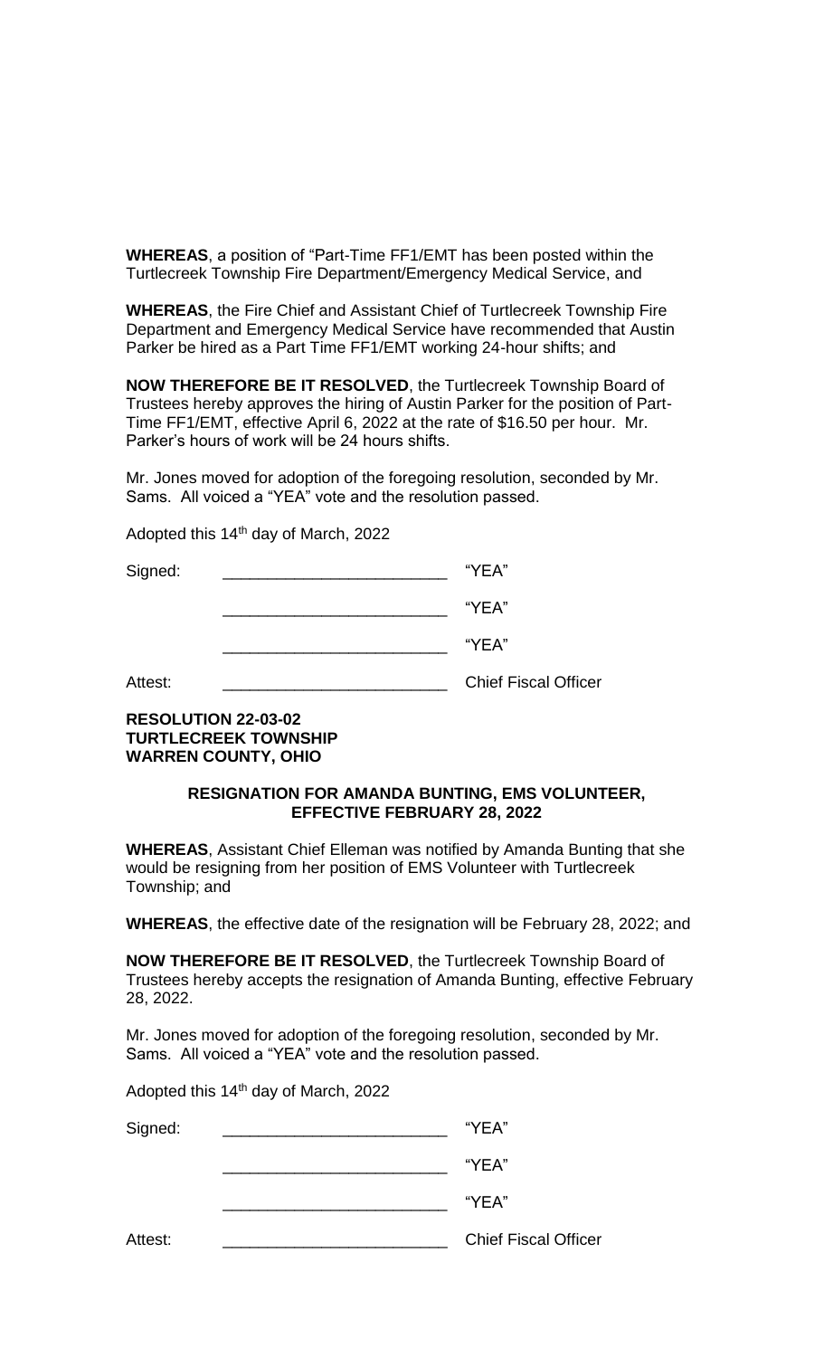**WHEREAS**, a position of "Part-Time FF1/EMT has been posted within the Turtlecreek Township Fire Department/Emergency Medical Service, and

**WHEREAS**, the Fire Chief and Assistant Chief of Turtlecreek Township Fire Department and Emergency Medical Service have recommended that Austin Parker be hired as a Part Time FF1/EMT working 24-hour shifts; and

**NOW THEREFORE BE IT RESOLVED**, the Turtlecreek Township Board of Trustees hereby approves the hiring of Austin Parker for the position of Part-Time FF1/EMT, effective April 6, 2022 at the rate of $16.50 per hour. Mr. Parker's hours of work will be 24 hours shifts.

Mr. Jones moved for adoption of the foregoing resolution, seconded by Mr. Sams. All voiced a "YEA" vote and the resolution passed.

Adopted this 14th day of March, 2022

Signed: _________________________ "YEA"

_________________________ "YEA"

_________________________ "YEA"

Attest: _________________________ Chief Fiscal Officer

**RESOLUTION 22-03-02**
**TURTLECREEK TOWNSHIP**
**WARREN COUNTY, OHIO**

**RESIGNATION FOR AMANDA BUNTING, EMS VOLUNTEER, EFFECTIVE FEBRUARY 28, 2022**

**WHEREAS**, Assistant Chief Elleman was notified by Amanda Bunting that she would be resigning from her position of EMS Volunteer with Turtlecreek Township; and

**WHEREAS**, the effective date of the resignation will be February 28, 2022; and

**NOW THEREFORE BE IT RESOLVED**, the Turtlecreek Township Board of Trustees hereby accepts the resignation of Amanda Bunting, effective February 28, 2022.

Mr. Jones moved for adoption of the foregoing resolution, seconded by Mr. Sams. All voiced a "YEA" vote and the resolution passed.

Adopted this 14th day of March, 2022

Signed: _________________________ "YEA"

_________________________ "YEA"

_________________________ "YEA"

Attest: _________________________ Chief Fiscal Officer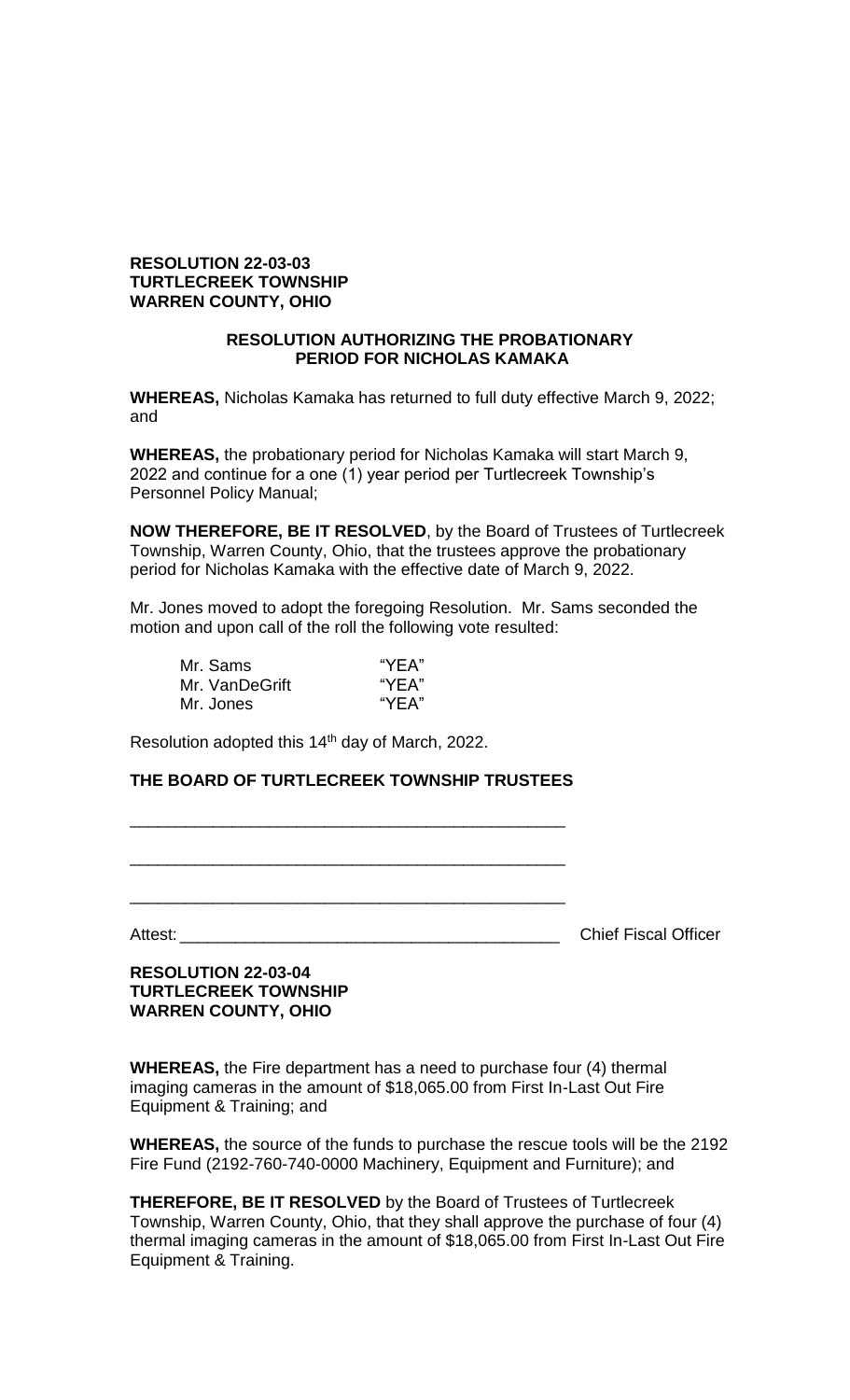**RESOLUTION 22-03-03**
**TURTLECREEK TOWNSHIP**
**WARREN COUNTY, OHIO**

**RESOLUTION AUTHORIZING THE PROBATIONARY PERIOD FOR NICHOLAS KAMAKA**

**WHEREAS,** Nicholas Kamaka has returned to full duty effective March 9, 2022; and

**WHEREAS,** the probationary period for Nicholas Kamaka will start March 9, 2022 and continue for a one (1) year period per Turtlecreek Township's Personnel Policy Manual;

**NOW THEREFORE, BE IT RESOLVED**, by the Board of Trustees of Turtlecreek Township, Warren County, Ohio, that the trustees approve the probationary period for Nicholas Kamaka with the effective date of March 9, 2022.

Mr. Jones moved to adopt the foregoing Resolution. Mr. Sams seconded the motion and upon call of the roll the following vote resulted:

| | |
|---|---|
| Mr. Sams | "YEA" |
| Mr. VanDeGrift | "YEA" |
| Mr. Jones | "YEA" |

Resolution adopted this 14th day of March, 2022.

**THE BOARD OF TURTLECREEK TOWNSHIP TRUSTEES**

\_\_\_\_\_\_\_\_\_\_\_\_\_\_\_\_\_\_\_\_\_\_\_\_\_\_\_\_\_\_\_\_\_\_\_\_\_\_\_\_\_\_\_\_\_\_\_\_

\_\_\_\_\_\_\_\_\_\_\_\_\_\_\_\_\_\_\_\_\_\_\_\_\_\_\_\_\_\_\_\_\_\_\_\_\_\_\_\_\_\_\_\_\_\_\_\_

\_\_\_\_\_\_\_\_\_\_\_\_\_\_\_\_\_\_\_\_\_\_\_\_\_\_\_\_\_\_\_\_\_\_\_\_\_\_\_\_\_\_\_\_\_\_\_\_

Attest: \_\_\_\_\_\_\_\_\_\_\_\_\_\_\_\_\_\_\_\_\_\_\_\_\_\_\_\_\_\_\_\_\_\_\_\_\_\_\_\_\_\_ Chief Fiscal Officer

**RESOLUTION 22-03-04**
**TURTLECREEK TOWNSHIP**
**WARREN COUNTY, OHIO**

**WHEREAS,** the Fire department has a need to purchase four (4) thermal imaging cameras in the amount of $18,065.00 from First In-Last Out Fire Equipment & Training; and

**WHEREAS,** the source of the funds to purchase the rescue tools will be the 2192 Fire Fund (2192-760-740-0000 Machinery, Equipment and Furniture); and

**THEREFORE, BE IT RESOLVED** by the Board of Trustees of Turtlecreek Township, Warren County, Ohio, that they shall approve the purchase of four (4) thermal imaging cameras in the amount of $18,065.00 from First In-Last Out Fire Equipment & Training.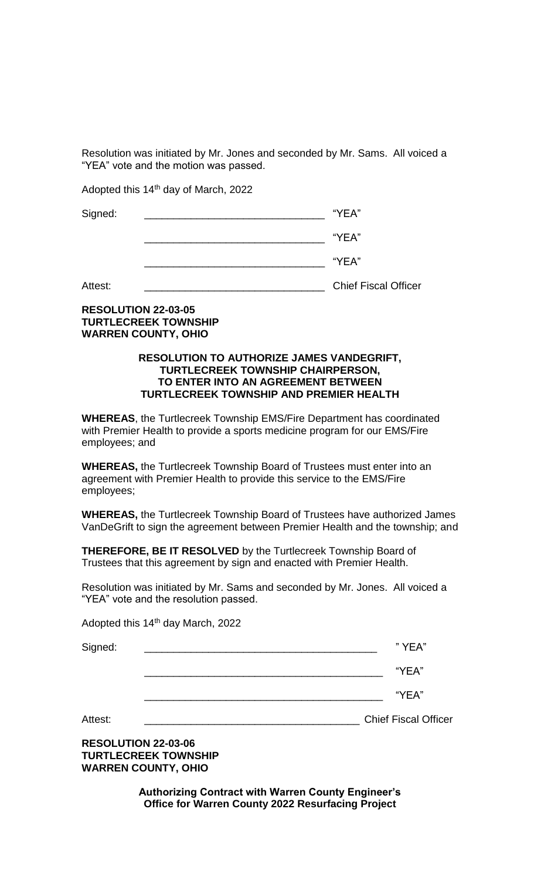Resolution was initiated by Mr. Jones and seconded by Mr. Sams. All voiced a "YEA" vote and the motion was passed.

Adopted this 14th day of March, 2022

Signed: ______________________________ "YEA"

______________________________ "YEA"

______________________________ "YEA"

Attest: ______________________________ Chief Fiscal Officer

**RESOLUTION 22-03-05**
**TURTLECREEK TOWNSHIP**
**WARREN COUNTY, OHIO**

**RESOLUTION TO AUTHORIZE JAMES VANDEGRIFT, TURTLECREEK TOWNSHIP CHAIRPERSON, TO ENTER INTO AN AGREEMENT BETWEEN TURTLECREEK TOWNSHIP AND PREMIER HEALTH**

**WHEREAS**, the Turtlecreek Township EMS/Fire Department has coordinated with Premier Health to provide a sports medicine program for our EMS/Fire employees; and

**WHEREAS,** the Turtlecreek Township Board of Trustees must enter into an agreement with Premier Health to provide this service to the EMS/Fire employees;

**WHEREAS,** the Turtlecreek Township Board of Trustees have authorized James VanDeGrift to sign the agreement between Premier Health and the township; and

**THEREFORE, BE IT RESOLVED** by the Turtlecreek Township Board of Trustees that this agreement by sign and enacted with Premier Health.

Resolution was initiated by Mr. Sams and seconded by Mr. Jones. All voiced a "YEA" vote and the resolution passed.

Adopted this 14th day March, 2022

Signed: ________________________________________ " YEA"

________________________________________ "YEA"

________________________________________ "YEA"

Attest: ____________________________________ Chief Fiscal Officer

**RESOLUTION 22-03-06**
**TURTLECREEK TOWNSHIP**
**WARREN COUNTY, OHIO**

**Authorizing Contract with Warren County Engineer's Office for Warren County 2022 Resurfacing Project**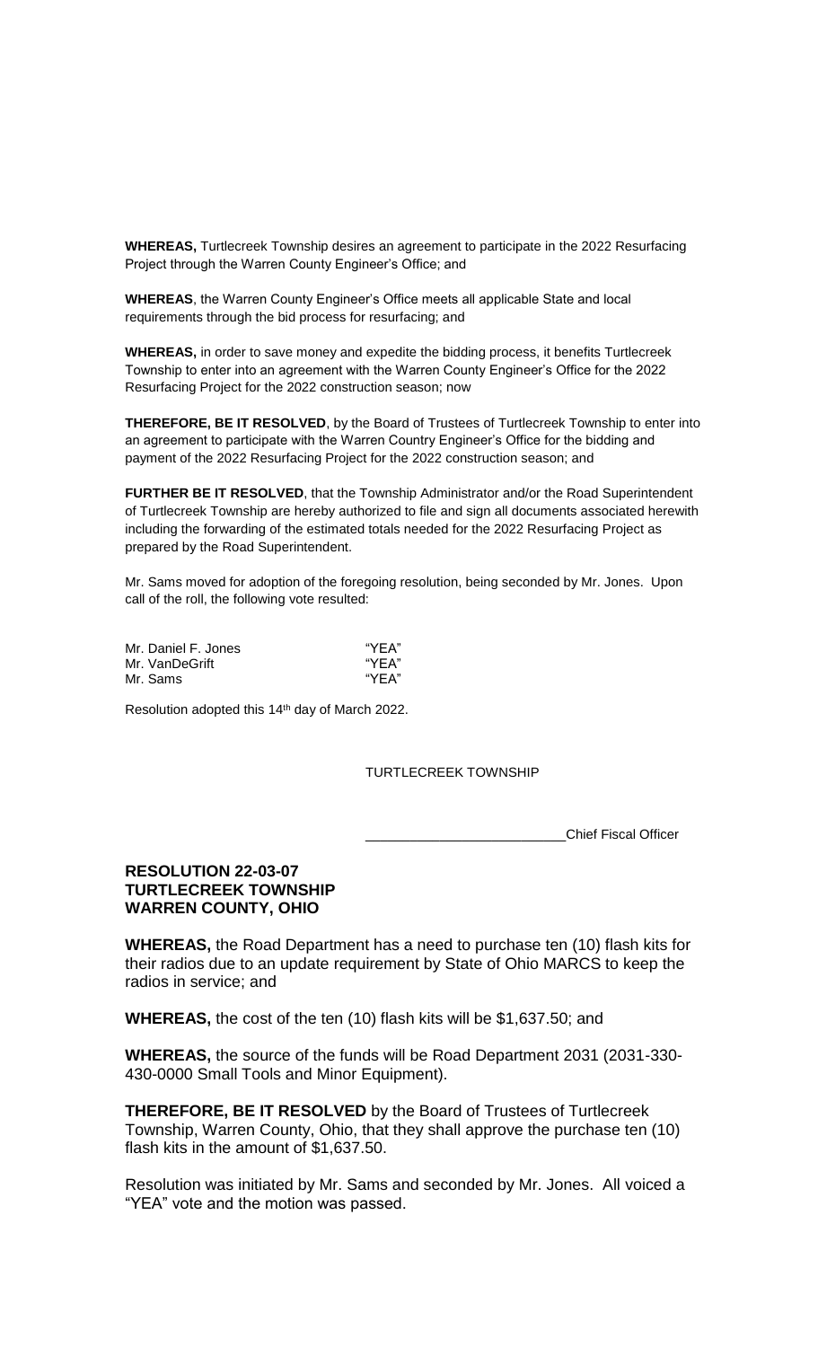**WHEREAS,** Turtlecreek Township desires an agreement to participate in the 2022 Resurfacing Project through the Warren County Engineer's Office; and

**WHEREAS**, the Warren County Engineer's Office meets all applicable State and local requirements through the bid process for resurfacing; and

**WHEREAS,** in order to save money and expedite the bidding process, it benefits Turtlecreek Township to enter into an agreement with the Warren County Engineer's Office for the 2022 Resurfacing Project for the 2022 construction season; now

**THEREFORE, BE IT RESOLVED**, by the Board of Trustees of Turtlecreek Township to enter into an agreement to participate with the Warren Country Engineer's Office for the bidding and payment of the 2022 Resurfacing Project for the 2022 construction season; and

**FURTHER BE IT RESOLVED**, that the Township Administrator and/or the Road Superintendent of Turtlecreek Township are hereby authorized to file and sign all documents associated herewith including the forwarding of the estimated totals needed for the 2022 Resurfacing Project as prepared by the Road Superintendent.

Mr. Sams moved for adoption of the foregoing resolution, being seconded by Mr. Jones. Upon call of the roll, the following vote resulted:

| | |
|---|---|
| Mr. Daniel F. Jones | "YEA" |
| Mr. VanDeGrift | "YEA" |
| Mr. Sams | "YEA" |

Resolution adopted this 14th day of March 2022.

TURTLECREEK TOWNSHIP

\_\_\_\_\_\_\_\_\_\_\_\_\_\_\_\_\_\_\_\_\_\_\_\_\_\_Chief Fiscal Officer

## RESOLUTION 22-03-07
## TURTLECREEK TOWNSHIP
## WARREN COUNTY, OHIO

**WHEREAS,** the Road Department has a need to purchase ten (10) flash kits for their radios due to an update requirement by State of Ohio MARCS to keep the radios in service; and

**WHEREAS,** the cost of the ten (10) flash kits will be $1,637.50; and

**WHEREAS,** the source of the funds will be Road Department 2031 (2031-330-430-0000 Small Tools and Minor Equipment).

**THEREFORE, BE IT RESOLVED** by the Board of Trustees of Turtlecreek Township, Warren County, Ohio, that they shall approve the purchase ten (10) flash kits in the amount of $1,637.50.

Resolution was initiated by Mr. Sams and seconded by Mr. Jones. All voiced a "YEA" vote and the motion was passed.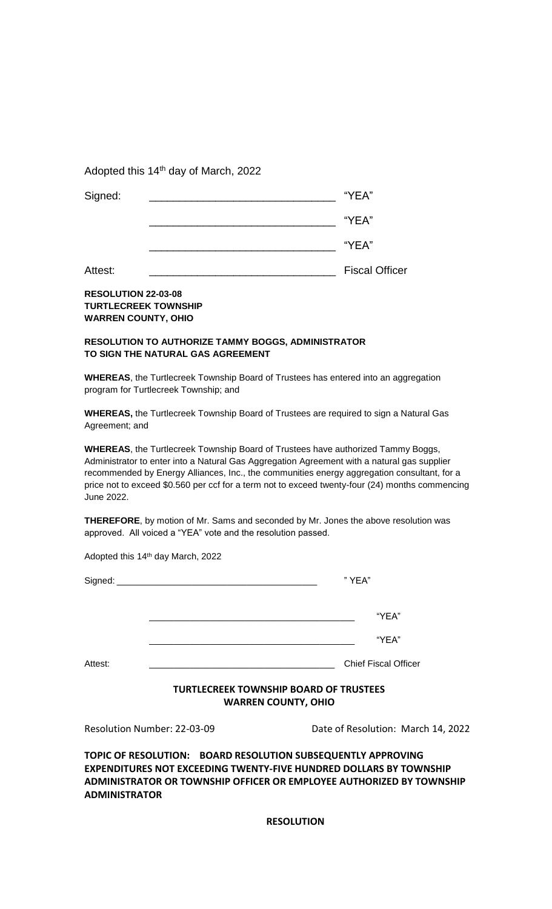Adopted this 14th day of March, 2022

Signed: ______________________________ "YEA"

______________________________ "YEA"

______________________________ "YEA"

Attest: ______________________________ Fiscal Officer

**RESOLUTION 22-03-08**
**TURTLECREEK TOWNSHIP**
**WARREN COUNTY, OHIO**

**RESOLUTION TO AUTHORIZE TAMMY BOGGS, ADMINISTRATOR TO SIGN THE NATURAL GAS AGREEMENT**

**WHEREAS**, the Turtlecreek Township Board of Trustees has entered into an aggregation program for Turtlecreek Township; and

**WHEREAS,** the Turtlecreek Township Board of Trustees are required to sign a Natural Gas Agreement; and

**WHEREAS**, the Turtlecreek Township Board of Trustees have authorized Tammy Boggs, Administrator to enter into a Natural Gas Aggregation Agreement with a natural gas supplier recommended by Energy Alliances, Inc., the communities energy aggregation consultant, for a price not to exceed $0.560 per ccf for a term not to exceed twenty-four (24) months commencing June 2022.

**THEREFORE**, by motion of Mr. Sams and seconded by Mr. Jones the above resolution was approved. All voiced a "YEA" vote and the resolution passed.

Adopted this 14th day March, 2022

Signed: ______________________________ " YEA"

______________________________ "YEA"

______________________________ "YEA"

Attest: ______________________________ Chief Fiscal Officer

**TURTLECREEK TOWNSHIP BOARD OF TRUSTEES**
**WARREN COUNTY, OHIO**

Resolution Number: 22-03-09 Date of Resolution: March 14, 2022

**TOPIC OF RESOLUTION: BOARD RESOLUTION SUBSEQUENTLY APPROVING EXPENDITURES NOT EXCEEDING TWENTY-FIVE HUNDRED DOLLARS BY TOWNSHIP ADMINISTRATOR OR TOWNSHIP OFFICER OR EMPLOYEE AUTHORIZED BY TOWNSHIP ADMINISTRATOR**

**RESOLUTION**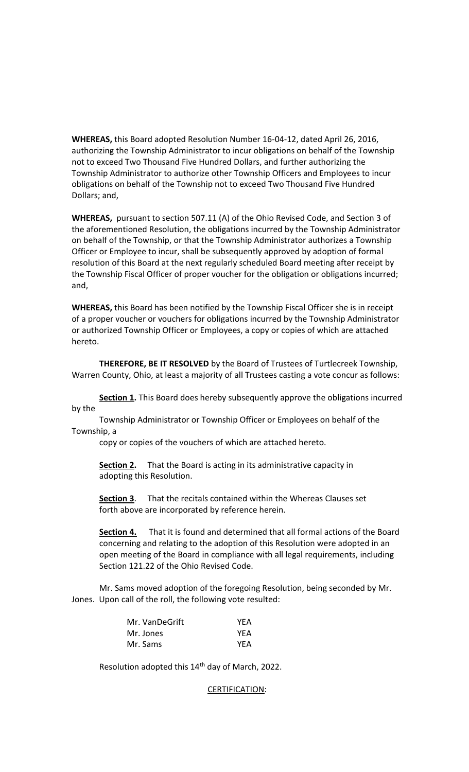**WHEREAS,** this Board adopted Resolution Number 16-04-12, dated April 26, 2016, authorizing the Township Administrator to incur obligations on behalf of the Township not to exceed Two Thousand Five Hundred Dollars, and further authorizing the Township Administrator to authorize other Township Officers and Employees to incur obligations on behalf of the Township not to exceed Two Thousand Five Hundred Dollars; and,

**WHEREAS,** pursuant to section 507.11 (A) of the Ohio Revised Code, and Section 3 of the aforementioned Resolution, the obligations incurred by the Township Administrator on behalf of the Township, or that the Township Administrator authorizes a Township Officer or Employee to incur, shall be subsequently approved by adoption of formal resolution of this Board at the next regularly scheduled Board meeting after receipt by the Township Fiscal Officer of proper voucher for the obligation or obligations incurred; and,

**WHEREAS,** this Board has been notified by the Township Fiscal Officer she is in receipt of a proper voucher or vouchers for obligations incurred by the Township Administrator or authorized Township Officer or Employees, a copy or copies of which are attached hereto.

**THEREFORE, BE IT RESOLVED** by the Board of Trustees of Turtlecreek Township, Warren County, Ohio, at least a majority of all Trustees casting a vote concur as follows:

**Section 1.** This Board does hereby subsequently approve the obligations incurred by the Township Administrator or Township Officer or Employees on behalf of the Township, a copy or copies of the vouchers of which are attached hereto.

**Section 2.** That the Board is acting in its administrative capacity in adopting this Resolution.

**Section 3**. That the recitals contained within the Whereas Clauses set forth above are incorporated by reference herein.

**Section 4.** That it is found and determined that all formal actions of the Board concerning and relating to the adoption of this Resolution were adopted in an open meeting of the Board in compliance with all legal requirements, including Section 121.22 of the Ohio Revised Code.

Mr. Sams moved adoption of the foregoing Resolution, being seconded by Mr. Jones. Upon call of the roll, the following vote resulted:

| | |
|---|---|
| Mr. VanDeGrift | YEA |
| Mr. Jones | YEA |
| Mr. Sams | YEA |

Resolution adopted this 14th day of March, 2022.

CERTIFICATION: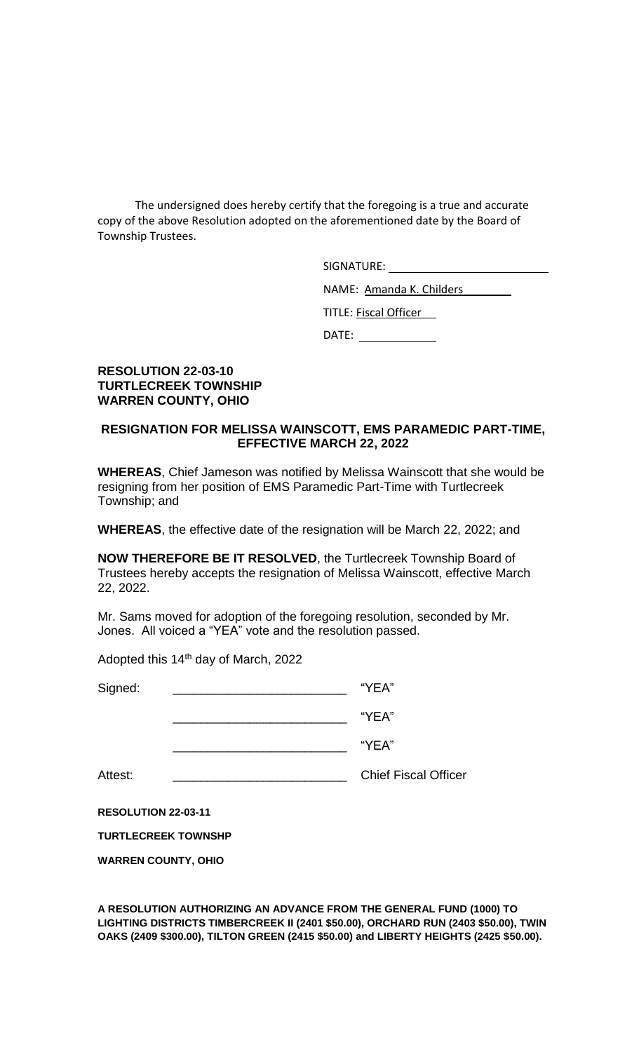The undersigned does hereby certify that the foregoing is a true and accurate copy of the above Resolution adopted on the aforementioned date by the Board of Township Trustees.

SIGNATURE: \_\_\_\_\_\_\_\_\_\_\_\_\_\_\_\_\_\_\_\_\_\_\_\_

NAME: Amanda K. Childers

TITLE: Fiscal Officer

DATE: \_\_\_\_\_\_\_\_\_\_\_\_

**RESOLUTION 22-03-10**
**TURTLECREEK TOWNSHIP**
**WARREN COUNTY, OHIO**

**RESIGNATION FOR MELISSA WAINSCOTT, EMS PARAMEDIC PART-TIME, EFFECTIVE MARCH 22, 2022**

**WHEREAS**, Chief Jameson was notified by Melissa Wainscott that she would be resigning from her position of EMS Paramedic Part-Time with Turtlecreek Township; and

**WHEREAS**, the effective date of the resignation will be March 22, 2022; and

**NOW THEREFORE BE IT RESOLVED**, the Turtlecreek Township Board of Trustees hereby accepts the resignation of Melissa Wainscott, effective March 22, 2022.

Mr. Sams moved for adoption of the foregoing resolution, seconded by Mr. Jones. All voiced a "YEA" vote and the resolution passed.

Adopted this 14th day of March, 2022

Signed: \_\_\_\_\_\_\_\_\_\_\_\_\_\_\_\_\_\_\_\_\_\_\_\_ "YEA"

\_\_\_\_\_\_\_\_\_\_\_\_\_\_\_\_\_\_\_\_\_\_\_\_ "YEA"

\_\_\_\_\_\_\_\_\_\_\_\_\_\_\_\_\_\_\_\_\_\_\_\_ "YEA"

Attest: \_\_\_\_\_\_\_\_\_\_\_\_\_\_\_\_\_\_\_\_\_\_\_\_ Chief Fiscal Officer

**RESOLUTION 22-03-11**

**TURTLECREEK TOWNSHP**

**WARREN COUNTY, OHIO**

**A RESOLUTION AUTHORIZING AN ADVANCE FROM THE GENERAL FUND (1000) TO LIGHTING DISTRICTS TIMBERCREEK II (2401 $50.00), ORCHARD RUN (2403 $50.00), TWIN OAKS (2409 $300.00), TILTON GREEN (2415 $50.00) and LIBERTY HEIGHTS (2425 $50.00).**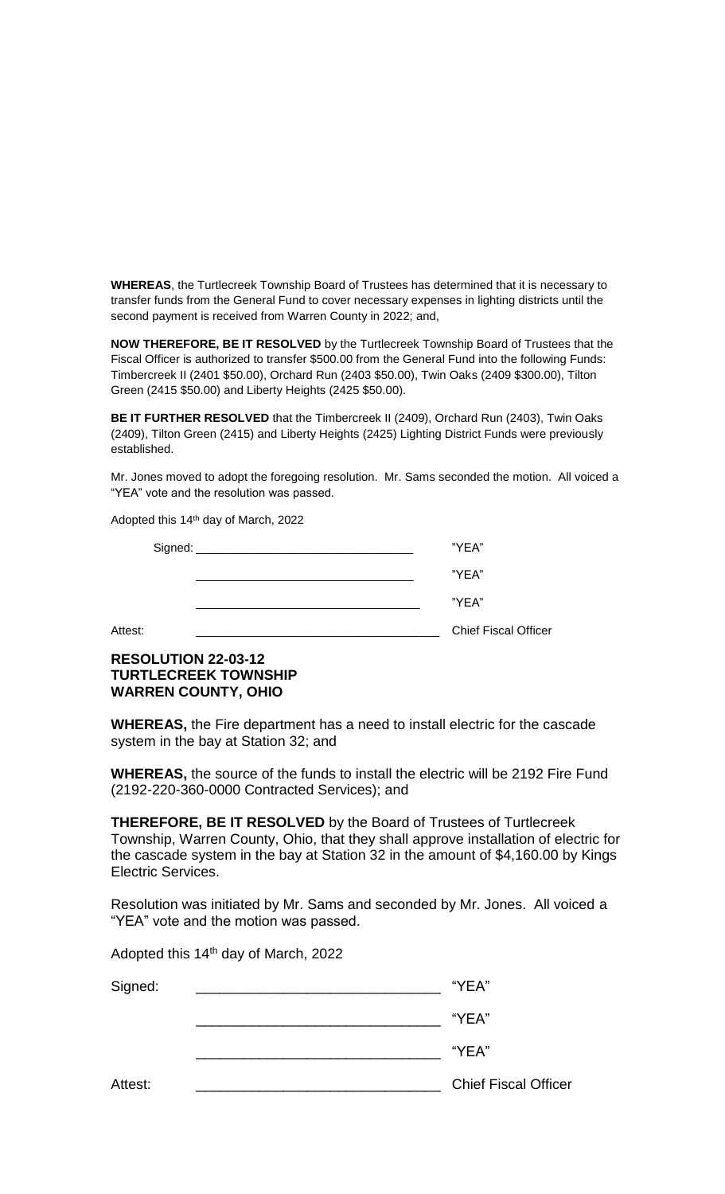**WHEREAS**, the Turtlecreek Township Board of Trustees has determined that it is necessary to transfer funds from the General Fund to cover necessary expenses in lighting districts until the second payment is received from Warren County in 2022; and,

**NOW THEREFORE, BE IT RESOLVED** by the Turtlecreek Township Board of Trustees that the Fiscal Officer is authorized to transfer $500.00 from the General Fund into the following Funds: Timbercreek II (2401 $50.00), Orchard Run (2403 $50.00), Twin Oaks (2409 $300.00), Tilton Green (2415 $50.00) and Liberty Heights (2425 $50.00).

**BE IT FURTHER RESOLVED** that the Timbercreek II (2409), Orchard Run (2403), Twin Oaks (2409), Tilton Green (2415) and Liberty Heights (2425) Lighting District Funds were previously established.

Mr. Jones moved to adopt the foregoing resolution. Mr. Sams seconded the motion. All voiced a "YEA" vote and the resolution was passed.

Adopted this 14th day of March, 2022

Signed: ________________________________ "YEA"

________________________________ "YEA"

________________________________ "YEA"

Attest: ________________________________ Chief Fiscal Officer

**RESOLUTION 22-03-12**
**TURTLECREEK TOWNSHIP**
**WARREN COUNTY, OHIO**

**WHEREAS,** the Fire department has a need to install electric for the cascade system in the bay at Station 32; and

**WHEREAS,** the source of the funds to install the electric will be 2192 Fire Fund (2192-220-360-0000 Contracted Services); and

**THEREFORE, BE IT RESOLVED** by the Board of Trustees of Turtlecreek Township, Warren County, Ohio, that they shall approve installation of electric for the cascade system in the bay at Station 32 in the amount of $4,160.00 by Kings Electric Services.

Resolution was initiated by Mr. Sams and seconded by Mr. Jones. All voiced a "YEA" vote and the motion was passed.

Adopted this 14th day of March, 2022

Signed: ________________________________ "YEA"

________________________________ "YEA"

________________________________ "YEA"

Attest: ________________________________ Chief Fiscal Officer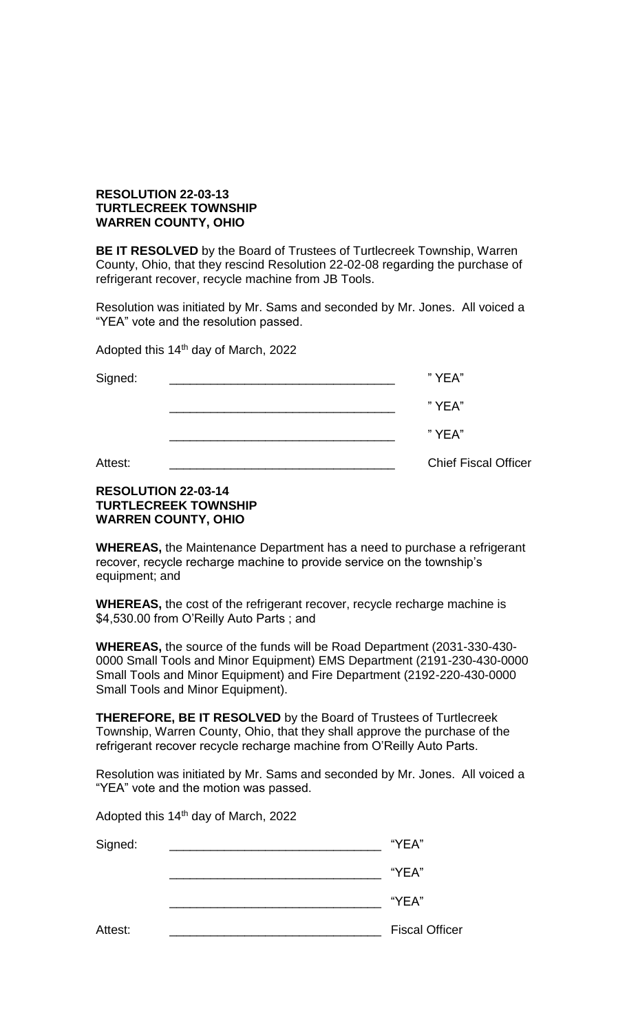**RESOLUTION 22-03-13**
**TURTLECREEK TOWNSHIP**
**WARREN COUNTY, OHIO**

**BE IT RESOLVED** by the Board of Trustees of Turtlecreek Township, Warren County, Ohio, that they rescind Resolution 22-02-08 regarding the purchase of refrigerant recover, recycle machine from JB Tools.

Resolution was initiated by Mr. Sams and seconded by Mr. Jones. All voiced a "YEA" vote and the resolution passed.

Adopted this 14th day of March, 2022

Signed: \_\_\_\_\_\_\_\_\_\_\_\_\_\_\_\_\_\_\_\_\_\_\_\_\_\_\_\_\_\_\_\_ " YEA"

\_\_\_\_\_\_\_\_\_\_\_\_\_\_\_\_\_\_\_\_\_\_\_\_\_\_\_\_\_\_\_\_ " YEA"

\_\_\_\_\_\_\_\_\_\_\_\_\_\_\_\_\_\_\_\_\_\_\_\_\_\_\_\_\_\_\_\_ " YEA"

Attest: \_\_\_\_\_\_\_\_\_\_\_\_\_\_\_\_\_\_\_\_\_\_\_\_\_\_\_\_\_\_\_\_ Chief Fiscal Officer

**RESOLUTION 22-03-14**
**TURTLECREEK TOWNSHIP**
**WARREN COUNTY, OHIO**

**WHEREAS,** the Maintenance Department has a need to purchase a refrigerant recover, recycle recharge machine to provide service on the township's equipment; and

**WHEREAS,** the cost of the refrigerant recover, recycle recharge machine is $4,530.00 from O'Reilly Auto Parts ; and

**WHEREAS,** the source of the funds will be Road Department (2031-330-430-0000 Small Tools and Minor Equipment) EMS Department (2191-230-430-0000 Small Tools and Minor Equipment) and Fire Department (2192-220-430-0000 Small Tools and Minor Equipment).

**THEREFORE, BE IT RESOLVED** by the Board of Trustees of Turtlecreek Township, Warren County, Ohio, that they shall approve the purchase of the refrigerant recover recycle recharge machine from O'Reilly Auto Parts.

Resolution was initiated by Mr. Sams and seconded by Mr. Jones. All voiced a "YEA" vote and the motion was passed.

Adopted this 14th day of March, 2022

Signed: \_\_\_\_\_\_\_\_\_\_\_\_\_\_\_\_\_\_\_\_\_\_\_\_\_\_\_\_\_\_ "YEA"

\_\_\_\_\_\_\_\_\_\_\_\_\_\_\_\_\_\_\_\_\_\_\_\_\_\_\_\_\_\_ "YEA"

\_\_\_\_\_\_\_\_\_\_\_\_\_\_\_\_\_\_\_\_\_\_\_\_\_\_\_\_\_\_ "YEA"

Attest: \_\_\_\_\_\_\_\_\_\_\_\_\_\_\_\_\_\_\_\_\_\_\_\_\_\_\_\_\_\_ Fiscal Officer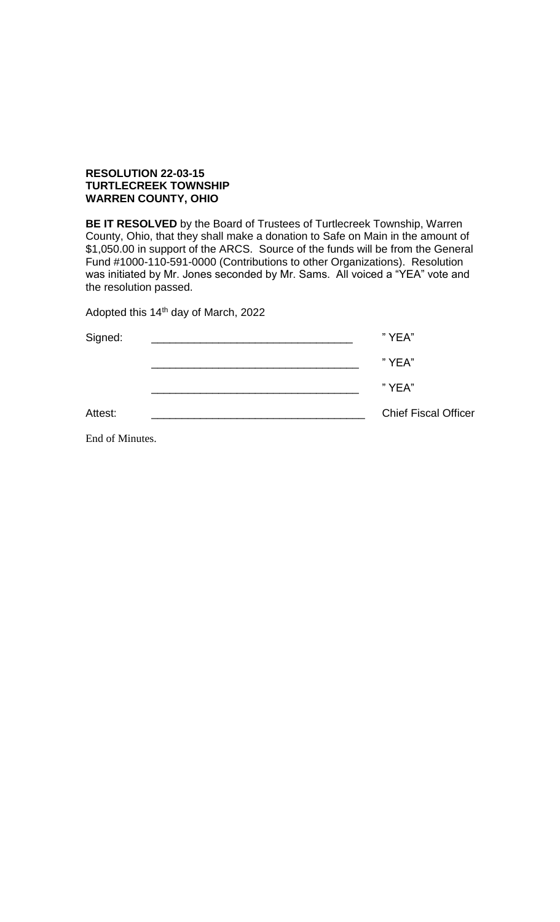**RESOLUTION 22-03-15**
**TURTLECREEK TOWNSHIP**
**WARREN COUNTY, OHIO**

**BE IT RESOLVED** by the Board of Trustees of Turtlecreek Township, Warren County, Ohio, that they shall make a donation to Safe on Main in the amount of $1,050.00 in support of the ARCS. Source of the funds will be from the General Fund #1000-110-591-0000 (Contributions to other Organizations). Resolution was initiated by Mr. Jones seconded by Mr. Sams. All voiced a "YEA" vote and the resolution passed.

Adopted this 14th day of March, 2022

Signed: ________________________________ " YEA"

________________________________ " YEA"

________________________________ " YEA"

Attest: ________________________________ Chief Fiscal Officer

End of Minutes.